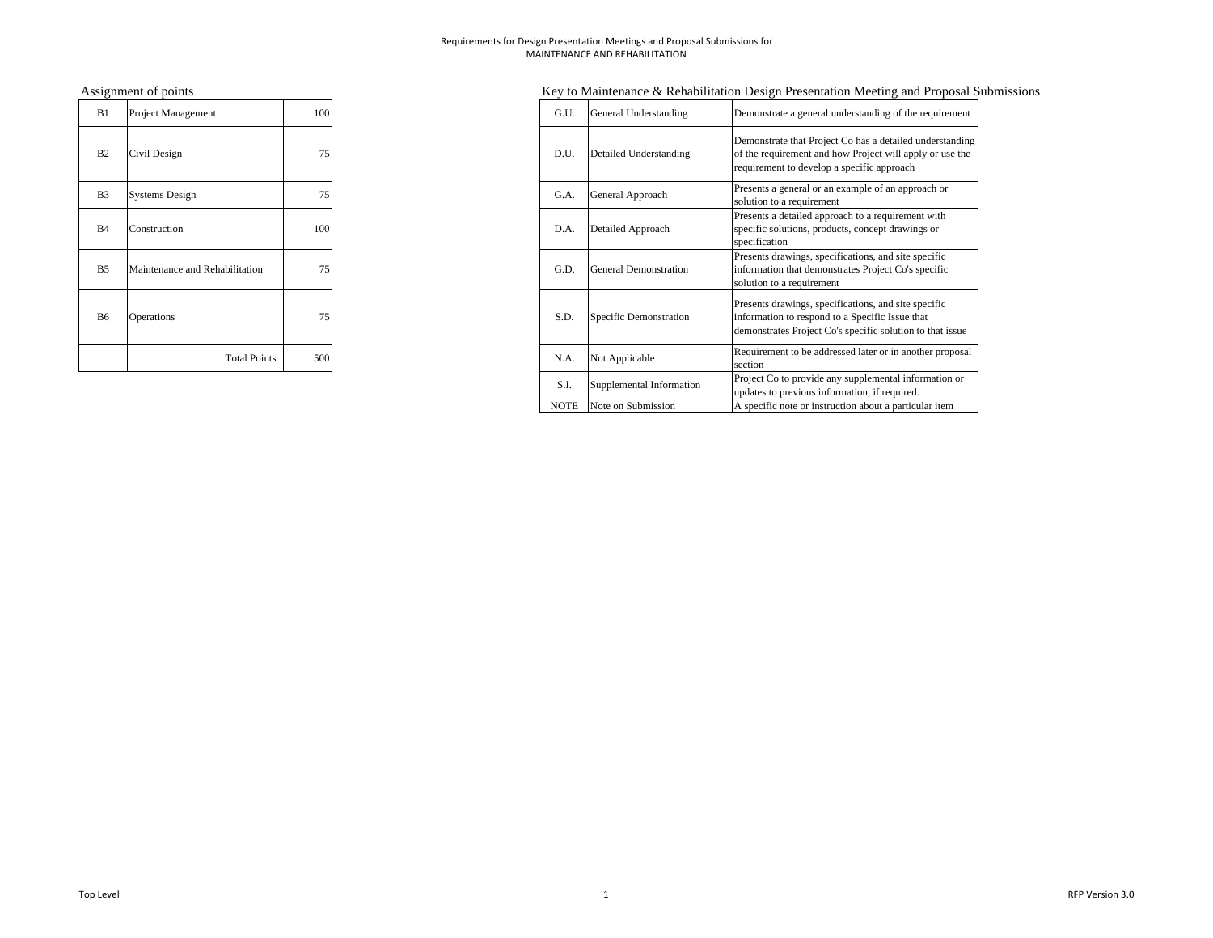Requirements for Design Presentation Meetings and Proposal Submissions for
MAINTENANCE AND REHABILITATION

## Assignment of points

| | | |
|---|---|---|
| B1 | Project Management | 100 |
| B2 | Civil Design | 75 |
| B3 | Systems Design | 75 |
| B4 | Construction | 100 |
| B5 | Maintenance and Rehabilitation | 75 |
| B6 | Operations | 75 |
| | Total Points | 500 |

## Key to Maintenance & Rehabilitation Design Presentation Meeting and Proposal Submissions

| | | |
|---|---|---|
| G.U. | General Understanding | Demonstrate a general understanding of the requirement |
| D.U. | Detailed Understanding | Demonstrate that Project Co has a detailed understanding of the requirement and how Project will apply or use the requirement to develop a specific approach |
| G.A. | General Approach | Presents a general or an example of an approach or solution to a requirement |
| D.A. | Detailed Approach | Presents a detailed approach to a requirement with specific solutions, products, concept drawings or specification |
| G.D. | General Demonstration | Presents drawings, specifications, and site specific information that demonstrates Project Co's specific solution to a requirement |
| S.D. | Specific Demonstration | Presents drawings, specifications, and site specific information to respond to a Specific Issue that demonstrates Project Co's specific solution to that issue |
| N.A. | Not Applicable | Requirement to be addressed later or in another proposal section |
| S.I. | Supplemental Information | Project Co to provide any supplemental information or updates to previous information, if required. |
| NOTE | Note on Submission | A specific note or instruction about a particular item |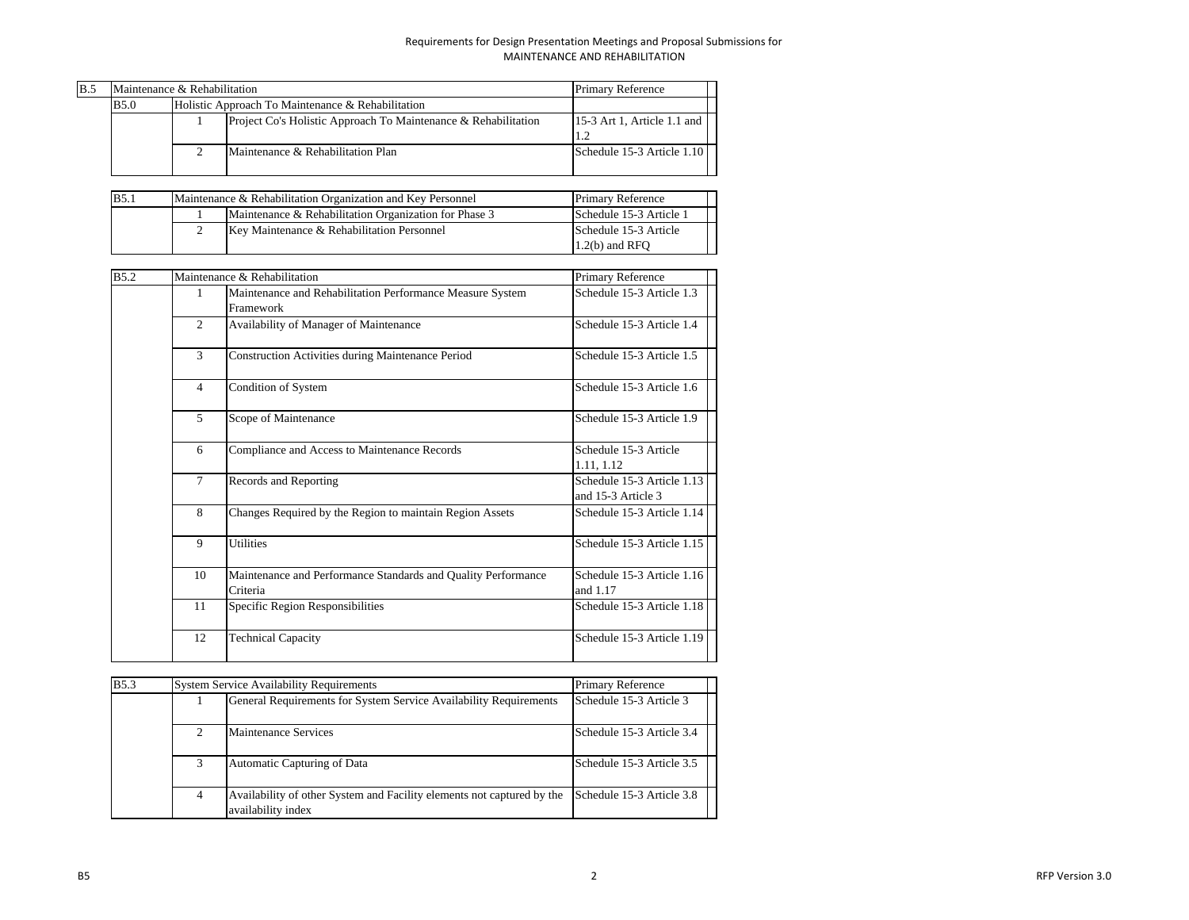Requirements for Design Presentation Meetings and Proposal Submissions for
MAINTENANCE AND REHABILITATION

| B.5 | Maintenance & Rehabilitation | | | Primary Reference | |
|---|---|---|---|---|---|
| | B5.0 | Holistic Approach To Maintenance & Rehabilitation | | | |
| | | 1 | Project Co's Holistic Approach To Maintenance & Rehabilitation | 15-3 Art 1, Article 1.1 and 1.2 | |
| | | 2 | Maintenance & Rehabilitation Plan | Schedule 15-3 Article 1.10 | |

| B5.1 | Maintenance & Rehabilitation Organization and Key Personnel | | Primary Reference | |
|---|---|---|---|---|
| | 1 | Maintenance & Rehabilitation Organization for Phase 3 | Schedule 15-3 Article 1 | |
| | 2 | Key Maintenance & Rehabilitation Personnel | Schedule 15-3 Article 1.2(b) and RFQ | |

| B5.2 | Maintenance & Rehabilitation | | Primary Reference | |
|---|---|---|---|---|
| | 1 | Maintenance and Rehabilitation Performance Measure System Framework | Schedule 15-3 Article 1.3 | |
| | 2 | Availability of Manager of Maintenance | Schedule 15-3 Article 1.4 | |
| | 3 | Construction Activities during Maintenance Period | Schedule 15-3 Article 1.5 | |
| | 4 | Condition of System | Schedule 15-3 Article 1.6 | |
| | 5 | Scope of Maintenance | Schedule 15-3 Article 1.9 | |
| | 6 | Compliance and Access to Maintenance Records | Schedule 15-3 Article 1.11, 1.12 | |
| | 7 | Records and Reporting | Schedule 15-3 Article 1.13 and 15-3 Article 3 | |
| | 8 | Changes Required by the Region to maintain Region Assets | Schedule 15-3 Article 1.14 | |
| | 9 | Utilities | Schedule 15-3 Article 1.15 | |
| | 10 | Maintenance and Performance Standards and Quality Performance Criteria | Schedule 15-3 Article 1.16 and 1.17 | |
| | 11 | Specific Region Responsibilities | Schedule 15-3 Article 1.18 | |
| | 12 | Technical Capacity | Schedule 15-3 Article 1.19 | |

| B5.3 | System Service Availability Requirements | | Primary Reference | |
|---|---|---|---|---|
| | 1 | General Requirements for System Service Availability Requirements | Schedule 15-3 Article 3 | |
| | 2 | Maintenance Services | Schedule 15-3 Article 3.4 | |
| | 3 | Automatic Capturing of Data | Schedule 15-3 Article 3.5 | |
| | 4 | Availability of other System and Facility elements not captured by the availability index | Schedule 15-3 Article 3.8 | |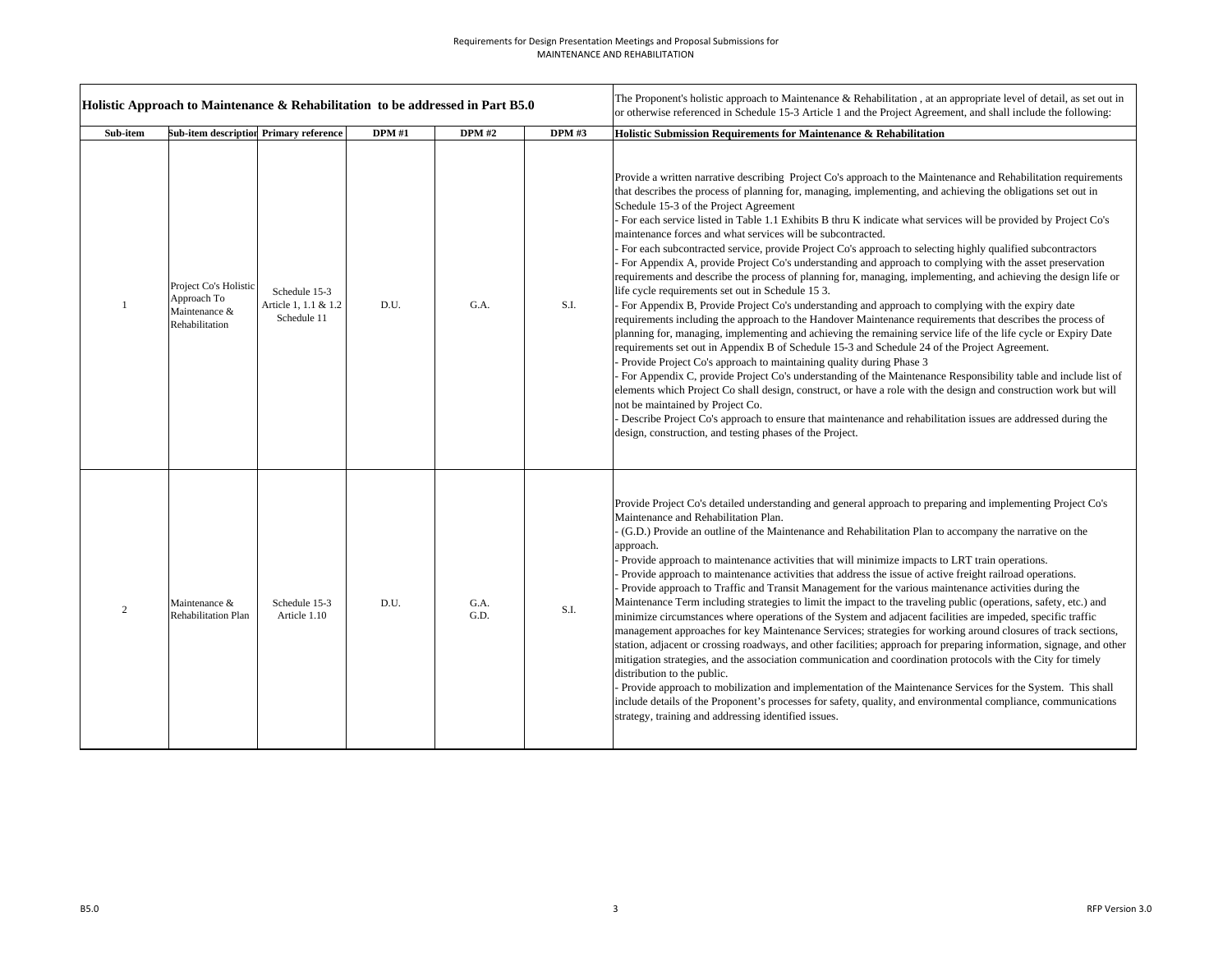| Holistic Approach to Maintenance & Rehabilitation to be addressed in Part B5.0 | | | | | | The Proponent's holistic approach to Maintenance & Rehabilitation , at an appropriate level of detail, as set out in or otherwise referenced in Schedule 15-3 Article 1 and the Project Agreement, and shall include the following: |
|---|---|---|---|---|---|---|
| **Sub-item** | **Sub-item description** | **Primary reference** | **DPM #1** | **DPM #2** | **DPM #3** | **Holistic Submission Requirements for Maintenance & Rehabilitation** |
| 1 | Project Co's Holistic Approach To Maintenance & Rehabilitation | Schedule 15-3 Article 1, 1.1 & 1.2 Schedule 11 | D.U. | G.A. | S.I. | Provide a written narrative describing Project Co's approach to the Maintenance and Rehabilitation requirements that describes the process of planning for, managing, implementing, and achieving the obligations set out in Schedule 15-3 of the Project Agreement<br>- For each service listed in Table 1.1 Exhibits B thru K indicate what services will be provided by Project Co's maintenance forces and what services will be subcontracted.<br>- For each subcontracted service, provide Project Co's approach to selecting highly qualified subcontractors<br>- For Appendix A, provide Project Co's understanding and approach to complying with the asset preservation requirements and describe the process of planning for, managing, implementing, and achieving the design life or life cycle requirements set out in Schedule 15 3.<br>- For Appendix B, Provide Project Co's understanding and approach to complying with the expiry date requirements including the approach to the Handover Maintenance requirements that describes the process of planning for, managing, implementing and achieving the remaining service life of the life cycle or Expiry Date requirements set out in Appendix B of Schedule 15-3 and Schedule 24 of the Project Agreement.<br>- Provide Project Co's approach to maintaining quality during Phase 3<br>- For Appendix C, provide Project Co's understanding of the Maintenance Responsibility table and include list of elements which Project Co shall design, construct, or have a role with the design and construction work but will not be maintained by Project Co.<br>- Describe Project Co's approach to ensure that maintenance and rehabilitation issues are addressed during the design, construction, and testing phases of the Project. |
| 2 | Maintenance & Rehabilitation Plan | Schedule 15-3 Article 1.10 | D.U. | G.A.<br>G.D. | S.I. | Provide Project Co's detailed understanding and general approach to preparing and implementing Project Co's Maintenance and Rehabilitation Plan.<br>- (G.D.) Provide an outline of the Maintenance and Rehabilitation Plan to accompany the narrative on the approach.<br>- Provide approach to maintenance activities that will minimize impacts to LRT train operations.<br>- Provide approach to maintenance activities that address the issue of active freight railroad operations.<br>- Provide approach to Traffic and Transit Management for the various maintenance activities during the Maintenance Term including strategies to limit the impact to the traveling public (operations, safety, etc.) and minimize circumstances where operations of the System and adjacent facilities are impeded, specific traffic management approaches for key Maintenance Services; strategies for working around closures of track sections, station, adjacent or crossing roadways, and other facilities; approach for preparing information, signage, and other mitigation strategies, and the association communication and coordination protocols with the City for timely distribution to the public.<br>- Provide approach to mobilization and implementation of the Maintenance Services for the System. This shall include details of the Proponent's processes for safety, quality, and environmental compliance, communications strategy, training and addressing identified issues. |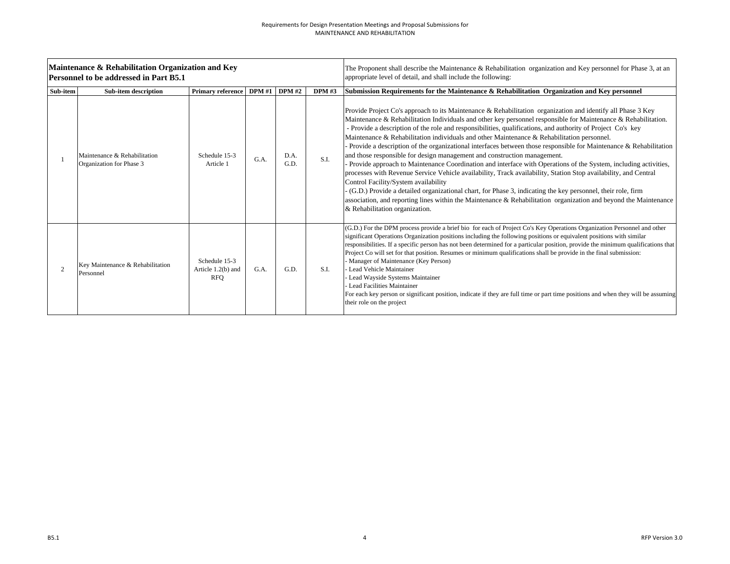| **Maintenance & Rehabilitation Organization and Key Personnel to be addressed in Part B5.1** | | | | | | The Proponent shall describe the Maintenance & Rehabilitation organization and Key personnel for Phase 3, at an appropriate level of detail, and shall include the following: |
|---|---|---|---|---|---|---|
| **Sub-item** | **Sub-item description** | **Primary reference** | **DPM #1** | **DPM #2** | **DPM #3** | **Submission Requirements for the Maintenance & Rehabilitation Organization and Key personnel** |
| 1 | Maintenance & Rehabilitation Organization for Phase 3 | Schedule 15-3 Article 1 | G.A. | D.A. G.D. | S.I. | Provide Project Co's approach to its Maintenance & Rehabilitation organization and identify all Phase 3 Key Maintenance & Rehabilitation Individuals and other key personnel responsible for Maintenance & Rehabilitation.<br>- Provide a description of the role and responsibilities, qualifications, and authority of Project Co's key Maintenance & Rehabilitation individuals and other Maintenance & Rehabilitation personnel.<br>- Provide a description of the organizational interfaces between those responsible for Maintenance & Rehabilitation and those responsible for design management and construction management.<br>- Provide approach to Maintenance Coordination and interface with Operations of the System, including activities, processes with Revenue Service Vehicle availability, Track availability, Station Stop availability, and Central Control Facility/System availability<br>- (G.D.) Provide a detailed organizational chart, for Phase 3, indicating the key personnel, their role, firm association, and reporting lines within the Maintenance & Rehabilitation organization and beyond the Maintenance & Rehabilitation organization. |
| 2 | Key Maintenance & Rehabilitation Personnel | Schedule 15-3 Article 1.2(b) and RFQ | G.A. | G.D. | S.I. | (G.D.) For the DPM process provide a brief bio for each of Project Co's Key Operations Organization Personnel and other significant Operations Organization positions including the following positions or equivalent positions with similar responsibilities. If a specific person has not been determined for a particular position, provide the minimum qualifications that Project Co will set for that position. Resumes or minimum qualifications shall be provide in the final submission:<br>- Manager of Maintenance (Key Person)<br>- Lead Vehicle Maintainer<br>- Lead Wayside Systems Maintainer<br>- Lead Facilities Maintainer<br>For each key person or significant position, indicate if they are full time or part time positions and when they will be assuming their role on the project |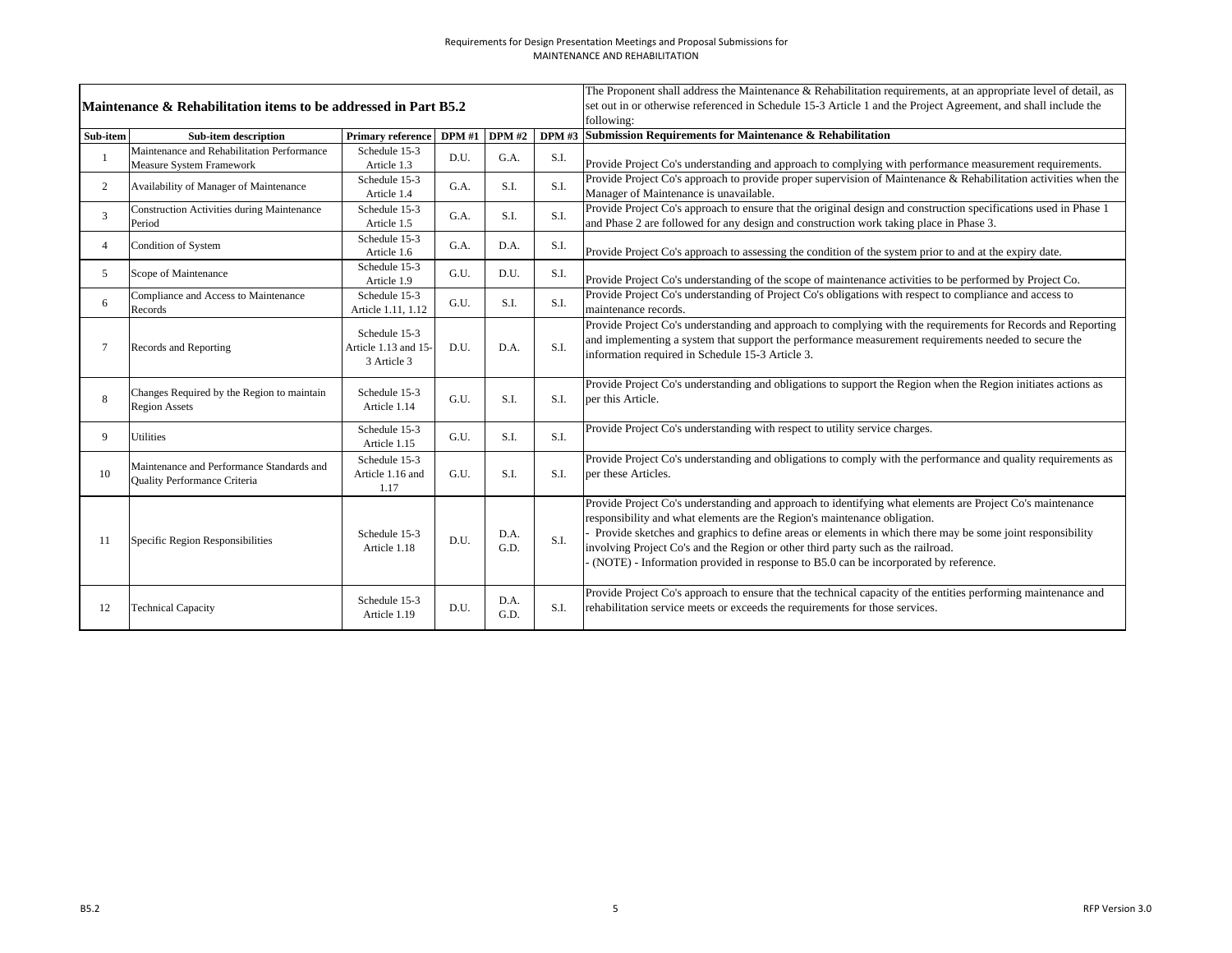Requirements for Design Presentation Meetings and Proposal Submissions for
MAINTENANCE AND REHABILITATION

| Maintenance & Rehabilitation items to be addressed in Part B5.2 | | | | | | The Proponent shall address the Maintenance & Rehabilitation requirements, at an appropriate level of detail, as set out in or otherwise referenced in Schedule 15-3 Article 1 and the Project Agreement, and shall include the following: |
|---|---|---|---|---|---|---|
| **Sub-item** | **Sub-item description** | **Primary reference** | **DPM #1** | **DPM #2** | **DPM #3** | **Submission Requirements for Maintenance & Rehabilitation** |
| 1 | Maintenance and Rehabilitation Performance Measure System Framework | Schedule 15-3 Article 1.3 | D.U. | G.A. | S.I. | Provide Project Co's understanding and approach to complying with performance measurement requirements. |
| 2 | Availability of Manager of Maintenance | Schedule 15-3 Article 1.4 | G.A. | S.I. | S.I. | Provide Project Co's approach to provide proper supervision of Maintenance & Rehabilitation activities when the Manager of Maintenance is unavailable. |
| 3 | Construction Activities during Maintenance Period | Schedule 15-3 Article 1.5 | G.A. | S.I. | S.I. | Provide Project Co's approach to ensure that the original design and construction specifications used in Phase 1 and Phase 2 are followed for any design and construction work taking place in Phase 3. |
| 4 | Condition of System | Schedule 15-3 Article 1.6 | G.A. | D.A. | S.I. | Provide Project Co's approach to assessing the condition of the system prior to and at the expiry date. |
| 5 | Scope of Maintenance | Schedule 15-3 Article 1.9 | G.U. | D.U. | S.I. | Provide Project Co's understanding of the scope of maintenance activities to be performed by Project Co. |
| 6 | Compliance and Access to Maintenance Records | Schedule 15-3 Article 1.11, 1.12 | G.U. | S.I. | S.I. | Provide Project Co's understanding of Project Co's obligations with respect to compliance and access to maintenance records. |
| 7 | Records and Reporting | Schedule 15-3 Article 1.13 and 15-3 Article 3 | D.U. | D.A. | S.I. | Provide Project Co's understanding and approach to complying with the requirements for Records and Reporting and implementing a system that support the performance measurement requirements needed to secure the information required in Schedule 15-3 Article 3. |
| 8 | Changes Required by the Region to maintain Region Assets | Schedule 15-3 Article 1.14 | G.U. | S.I. | S.I. | Provide Project Co's understanding and obligations to support the Region when the Region initiates actions as per this Article. |
| 9 | Utilities | Schedule 15-3 Article 1.15 | G.U. | S.I. | S.I. | Provide Project Co's understanding with respect to utility service charges. |
| 10 | Maintenance and Performance Standards and Quality Performance Criteria | Schedule 15-3 Article 1.16 and 1.17 | G.U. | S.I. | S.I. | Provide Project Co's understanding and obligations to comply with the performance and quality requirements as per these Articles. |
| 11 | Specific Region Responsibilities | Schedule 15-3 Article 1.18 | D.U. | D.A. G.D. | S.I. | Provide Project Co's understanding and approach to identifying what elements are Project Co's maintenance responsibility and what elements are the Region's maintenance obligation.<br>- Provide sketches and graphics to define areas or elements in which there may be some joint responsibility involving Project Co's and the Region or other third party such as the railroad.<br>- (NOTE) - Information provided in response to B5.0 can be incorporated by reference. |
| 12 | Technical Capacity | Schedule 15-3 Article 1.19 | D.U. | D.A. G.D. | S.I. | Provide Project Co's approach to ensure that the technical capacity of the entities performing maintenance and rehabilitation service meets or exceeds the requirements for those services. |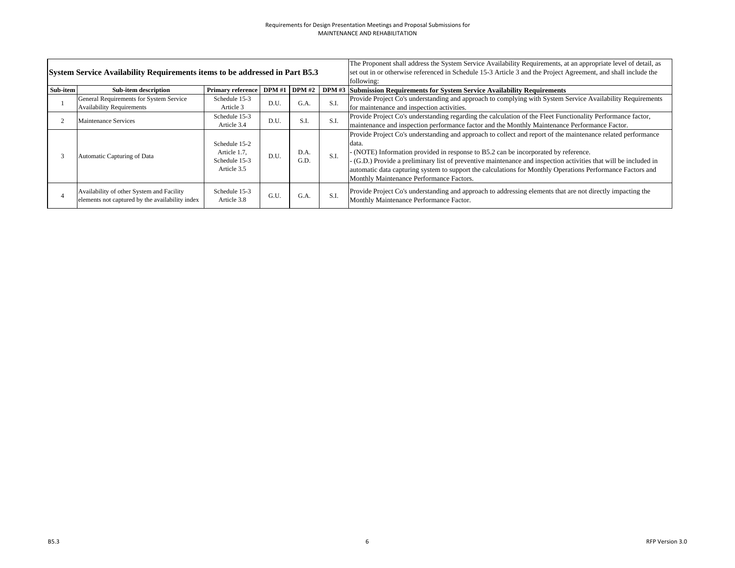| System Service Availability Requirements items to be addressed in Part B5.3 | | | | | | The Proponent shall address the System Service Availability Requirements, at an appropriate level of detail, as set out in or otherwise referenced in Schedule 15-3 Article 3 and the Project Agreement, and shall include the following: |
|---|---|---|---|---|---|---|
| **Sub-item** | **Sub-item description** | **Primary reference** | **DPM #1** | **DPM #2** | **DPM #3** | **Submission Requirements for System Service Availability Requirements** |
| 1 | General Requirements for System Service Availability Requirements | Schedule 15-3 Article 3 | D.U. | G.A. | S.I. | Provide Project Co's understanding and approach to complying with System Service Availability Requirements for maintenance and inspection activities. |
| 2 | Maintenance Services | Schedule 15-3 Article 3.4 | D.U. | S.I. | S.I. | Provide Project Co's understanding regarding the calculation of the Fleet Functionality Performance factor, maintenance and inspection performance factor and the Monthly Maintenance Performance Factor. |
| 3 | Automatic Capturing of Data | Schedule 15-2 Article 1.7, Schedule 15-3 Article 3.5 | D.U. | D.A. G.D. | S.I. | Provide Project Co's understanding and approach to collect and report of the maintenance related performance data.<br>- (NOTE) Information provided in response to B5.2 can be incorporated by reference.<br>- (G.D.) Provide a preliminary list of preventive maintenance and inspection activities that will be included in automatic data capturing system to support the calculations for Monthly Operations Performance Factors and Monthly Maintenance Performance Factors. |
| 4 | Availability of other System and Facility elements not captured by the availability index | Schedule 15-3 Article 3.8 | G.U. | G.A. | S.I. | Provide Project Co's understanding and approach to addressing elements that are not directly impacting the Monthly Maintenance Performance Factor. |